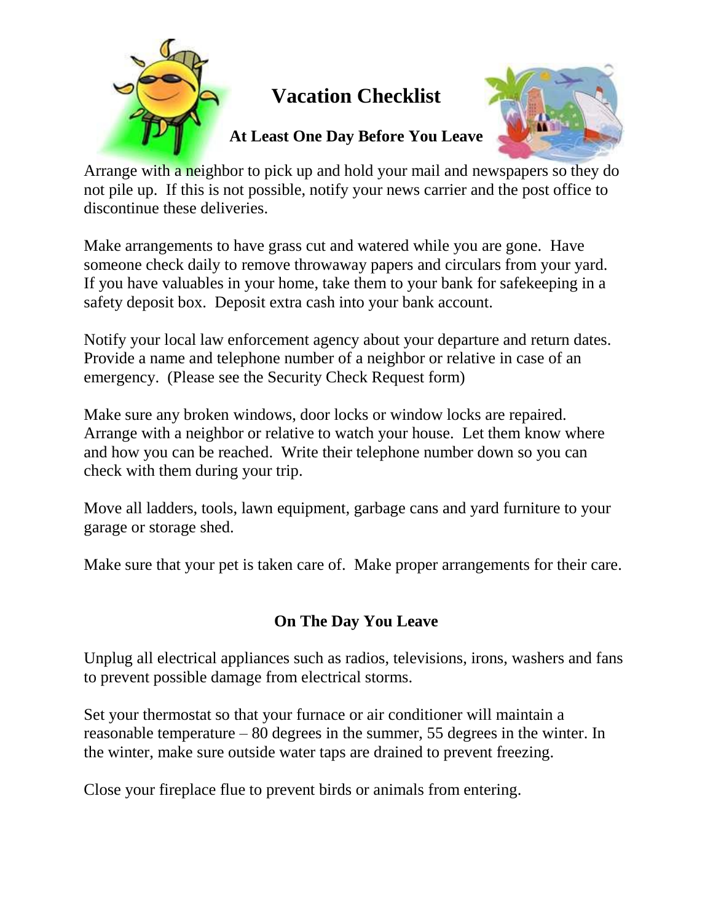# Vacation Checklist

## At Least One Day Before You Leave

Arrange with a neighbor to pick up and hold your mail and newspapers so they do not pile up. If this is not possible, notify your news carrier and the post office to discontinue these deliveries.

Make arrangements to have grass cut and watered while you are gone. Have someone check daily to remove throwaway papers and circulars from your yard. If you have valuables in your home, take them to your bank for safekeeping in a safety deposit box. Deposit extra cash into your bank account.

Notify your local law enforcement agency about your departure and return dates. Provide a name and telephone number of a neighbor or relative in case of an emergency. (Please see the Security Check Request form)

Make sure any broken windows, door locks or window locks are repaired. Arrange with a neighbor or relative to watch your house. Let them know where and how you can be reached. Write their telephone number down so you can check with them during your trip.

Move all ladders, tools, lawn equipment, garbage cans and yard furniture to your garage or storage shed.

Make sure that your pet is taken care of. Make proper arrangements for their care.

## On The Day You Leave

Unplug all electrical appliances such as radios, televisions, irons, washers and fans to prevent possible damage from electrical storms.

Set your thermostat so that your furnace or air conditioner will maintain a reasonable temperature – 80 degrees in the summer, 55 degrees in the winter. In the winter, make sure outside water taps are drained to prevent freezing.

Close your fireplace flue to prevent birds or animals from entering.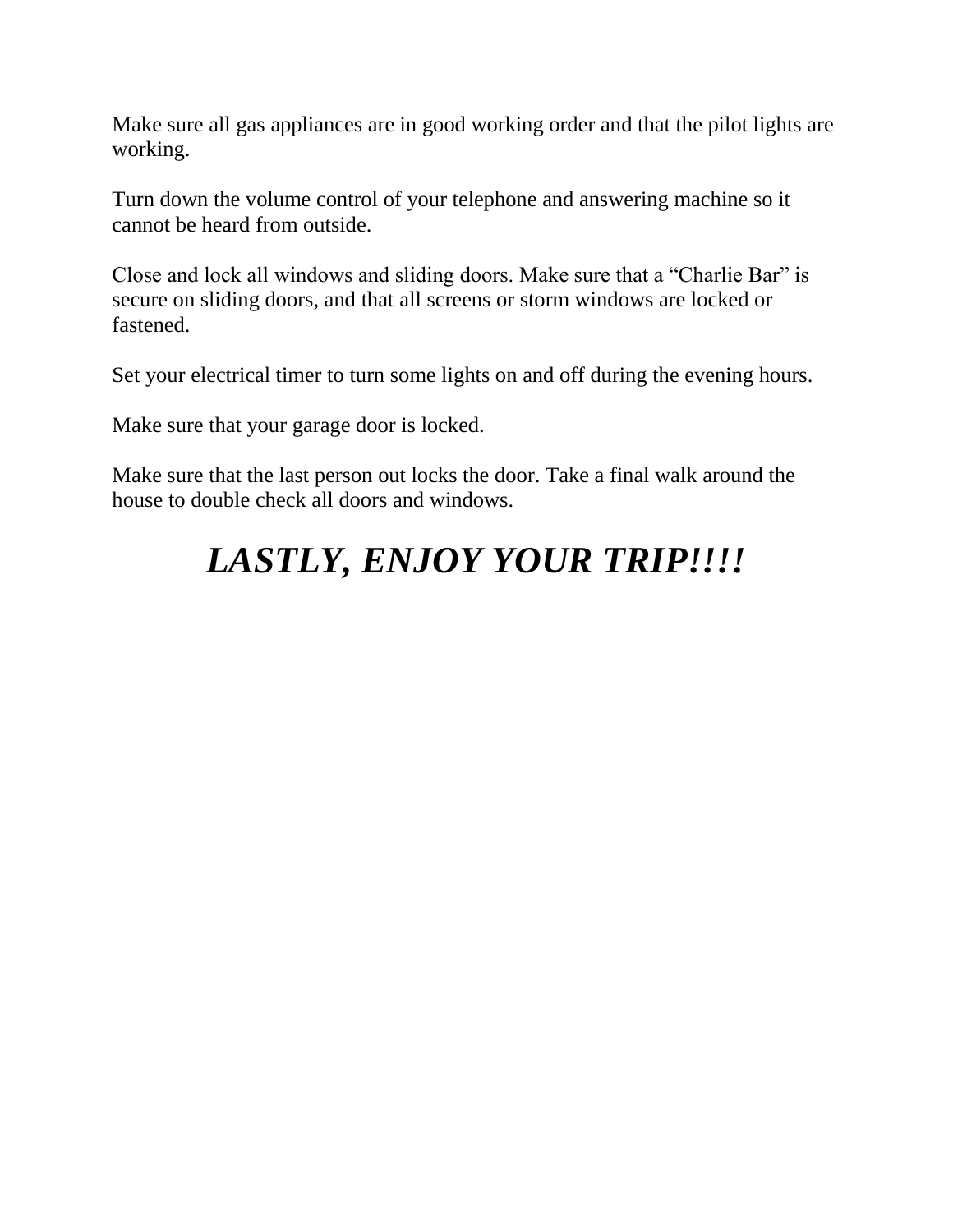Make sure all gas appliances are in good working order and that the pilot lights are working.

Turn down the volume control of your telephone and answering machine so it cannot be heard from outside.

Close and lock all windows and sliding doors. Make sure that a "Charlie Bar" is secure on sliding doors, and that all screens or storm windows are locked or fastened.

Set your electrical timer to turn some lights on and off during the evening hours.

Make sure that your garage door is locked.

Make sure that the last person out locks the door. Take a final walk around the house to double check all doors and windows.

***LASTLY, ENJOY YOUR TRIP!!!!***